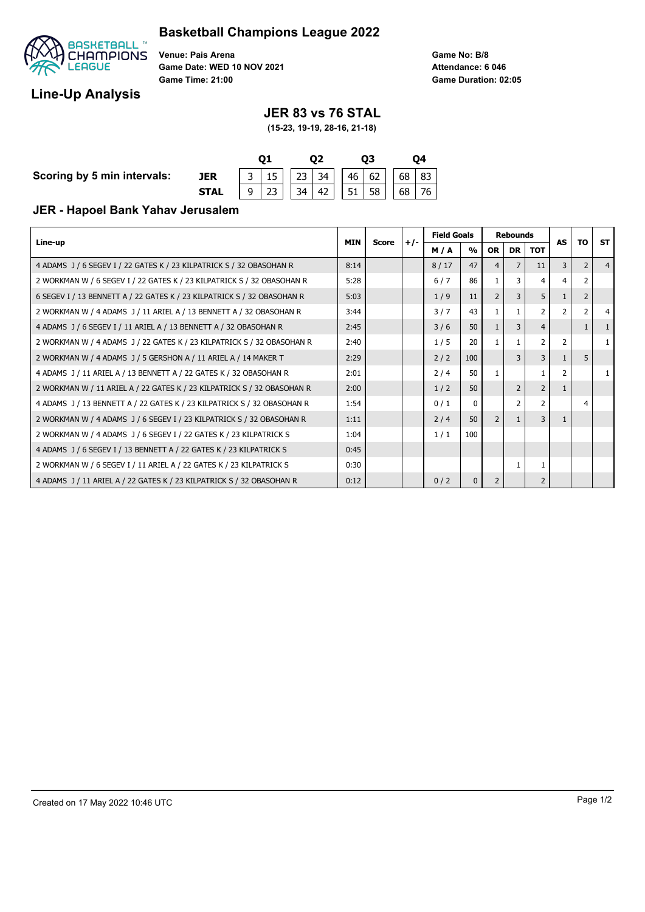# Basketball Champions League 2022

**Venue: Pais Arena**
**Game Date: WED 10 NOV 2021**
**Game Time: 21:00**

**Game No: B/8**
**Attendance: 6 046**
**Game Duration: 02:05**

## Line-Up Analysis

### JER 83 vs 76 STAL

**(15-23, 19-19, 28-16, 21-18)**

| Scoring by 5 min intervals: | Q1 | | Q2 | | Q3 | | Q4 | |
|---|---|---|---|---|---|---|---|---|
| **JER** | 3 | 15 | 23 | 34 | 46 | 62 | 68 | 83 |
| **STAL** | 9 | 23 | 34 | 42 | 51 | 58 | 68 | 76 |

### JER - Hapoel Bank Yahav Jerusalem

| Line-up | MIN | Score | +/- | Field Goals | | Rebounds | | | AS | TO | ST |
|---|---|---|---|---|---|---|---|---|---|---|---|
| | | | | M / A | % | OR | DR | TOT | | | |
| 4 ADAMS J / 6 SEGEV I / 22 GATES K / 23 KILPATRICK S / 32 OBASOHAN R | 8:14 | | | 8 / 17 | 47 | 4 | 7 | 11 | 3 | 2 | 4 |
| 2 WORKMAN W / 6 SEGEV I / 22 GATES K / 23 KILPATRICK S / 32 OBASOHAN R | 5:28 | | | 6 / 7 | 86 | 1 | 3 | 4 | 4 | 2 | |
| 6 SEGEV I / 13 BENNETT A / 22 GATES K / 23 KILPATRICK S / 32 OBASOHAN R | 5:03 | | | 1 / 9 | 11 | 2 | 3 | 5 | 1 | 2 | |
| 2 WORKMAN W / 4 ADAMS J / 11 ARIEL A / 13 BENNETT A / 32 OBASOHAN R | 3:44 | | | 3 / 7 | 43 | 1 | 1 | 2 | 2 | 2 | 4 |
| 4 ADAMS J / 6 SEGEV I / 11 ARIEL A / 13 BENNETT A / 32 OBASOHAN R | 2:45 | | | 3 / 6 | 50 | 1 | 3 | 4 | | 1 | 1 |
| 2 WORKMAN W / 4 ADAMS J / 22 GATES K / 23 KILPATRICK S / 32 OBASOHAN R | 2:40 | | | 1 / 5 | 20 | 1 | 1 | 2 | 2 | | 1 |
| 2 WORKMAN W / 4 ADAMS J / 5 GERSHON A / 11 ARIEL A / 14 MAKER T | 2:29 | | | 2 / 2 | 100 | | 3 | 3 | 1 | 5 | |
| 4 ADAMS J / 11 ARIEL A / 13 BENNETT A / 22 GATES K / 32 OBASOHAN R | 2:01 | | | 2 / 4 | 50 | 1 | | 1 | 2 | | 1 |
| 2 WORKMAN W / 11 ARIEL A / 22 GATES K / 23 KILPATRICK S / 32 OBASOHAN R | 2:00 | | | 1 / 2 | 50 | | 2 | 2 | 1 | | |
| 4 ADAMS J / 13 BENNETT A / 22 GATES K / 23 KILPATRICK S / 32 OBASOHAN R | 1:54 | | | 0 / 1 | 0 | | 2 | 2 | | 4 | |
| 2 WORKMAN W / 4 ADAMS J / 6 SEGEV I / 23 KILPATRICK S / 32 OBASOHAN R | 1:11 | | | 2 / 4 | 50 | 2 | 1 | 3 | 1 | | |
| 2 WORKMAN W / 4 ADAMS J / 6 SEGEV I / 22 GATES K / 23 KILPATRICK S | 1:04 | | | 1 / 1 | 100 | | | | | | |
| 4 ADAMS J / 6 SEGEV I / 13 BENNETT A / 22 GATES K / 23 KILPATRICK S | 0:45 | | | | | | | | | | |
| 2 WORKMAN W / 6 SEGEV I / 11 ARIEL A / 22 GATES K / 23 KILPATRICK S | 0:30 | | | | | | 1 | 1 | | | |
| 4 ADAMS J / 11 ARIEL A / 22 GATES K / 23 KILPATRICK S / 32 OBASOHAN R | 0:12 | | | 0 / 2 | 0 | 2 | | 2 | | | |

Created on 17 May 2022 10:46 UTC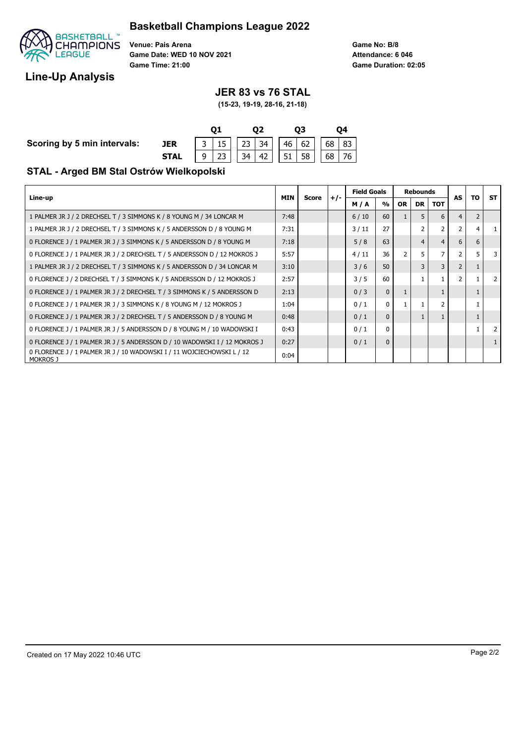# Basketball Champions League 2022

**Venue: Pais Arena**
**Game Date: WED 10 NOV 2021**
**Game Time: 21:00**

**Game No: B/8**
**Attendance: 6 046**
**Game Duration: 02:05**

## Line-Up Analysis

### JER 83 vs 76 STAL

**(15-23, 19-19, 28-16, 21-18)**

**Scoring by 5 min intervals:**

| | Q1 | | Q2 | | Q3 | | Q4 | |
|---|---|---|---|---|---|---|---|---|
| **JER** | 3 | 15 | 23 | 34 | 46 | 62 | 68 | 83 |
| **STAL** | 9 | 23 | 34 | 42 | 51 | 58 | 68 | 76 |

### STAL - Arged BM Stal Ostrów Wielkopolski

| Line-up | MIN | Score | +/- | Field Goals | | Rebounds | | | AS | TO | ST |
|---|---|---|---|---|---|---|---|---|---|---|---|
| | | | | M / A | % | OR | DR | TOT | | | |
| 1 PALMER JR J / 2 DRECHSEL T / 3 SIMMONS K / 8 YOUNG M / 34 LONCAR M | 7:48 | | | 6 / 10 | 60 | 1 | 5 | 6 | 4 | 2 | |
| 1 PALMER JR J / 2 DRECHSEL T / 3 SIMMONS K / 5 ANDERSSON D / 8 YOUNG M | 7:31 | | | 3 / 11 | 27 | | 2 | 2 | 2 | 4 | 1 |
| 0 FLORENCE J / 1 PALMER JR J / 3 SIMMONS K / 5 ANDERSSON D / 8 YOUNG M | 7:18 | | | 5 / 8 | 63 | | 4 | 4 | 6 | 6 | |
| 0 FLORENCE J / 1 PALMER JR J / 2 DRECHSEL T / 5 ANDERSSON D / 12 MOKROS J | 5:57 | | | 4 / 11 | 36 | 2 | 5 | 7 | 2 | 5 | 3 |
| 1 PALMER JR J / 2 DRECHSEL T / 3 SIMMONS K / 5 ANDERSSON D / 34 LONCAR M | 3:10 | | | 3 / 6 | 50 | | 3 | 3 | 2 | 1 | |
| 0 FLORENCE J / 2 DRECHSEL T / 3 SIMMONS K / 5 ANDERSSON D / 12 MOKROS J | 2:57 | | | 3 / 5 | 60 | | 1 | 1 | 2 | 1 | 2 |
| 0 FLORENCE J / 1 PALMER JR J / 2 DRECHSEL T / 3 SIMMONS K / 5 ANDERSSON D | 2:13 | | | 0 / 3 | 0 | 1 | | 1 | | 1 | |
| 0 FLORENCE J / 1 PALMER JR J / 3 SIMMONS K / 8 YOUNG M / 12 MOKROS J | 1:04 | | | 0 / 1 | 0 | 1 | 1 | 2 | | 1 | |
| 0 FLORENCE J / 1 PALMER JR J / 2 DRECHSEL T / 5 ANDERSSON D / 8 YOUNG M | 0:48 | | | 0 / 1 | 0 | | 1 | 1 | | 1 | |
| 0 FLORENCE J / 1 PALMER JR J / 5 ANDERSSON D / 8 YOUNG M / 10 WADOWSKI I | 0:43 | | | 0 / 1 | 0 | | | | | 1 | 2 |
| 0 FLORENCE J / 1 PALMER JR J / 5 ANDERSSON D / 10 WADOWSKI I / 12 MOKROS J | 0:27 | | | 0 / 1 | 0 | | | | | | 1 |
| 0 FLORENCE J / 1 PALMER JR J / 10 WADOWSKI I / 11 WOJCIECHOWSKI L / 12 MOKROS J | 0:04 | | | | | | | | | | |

Created on 17 May 2022 10:46 UTC